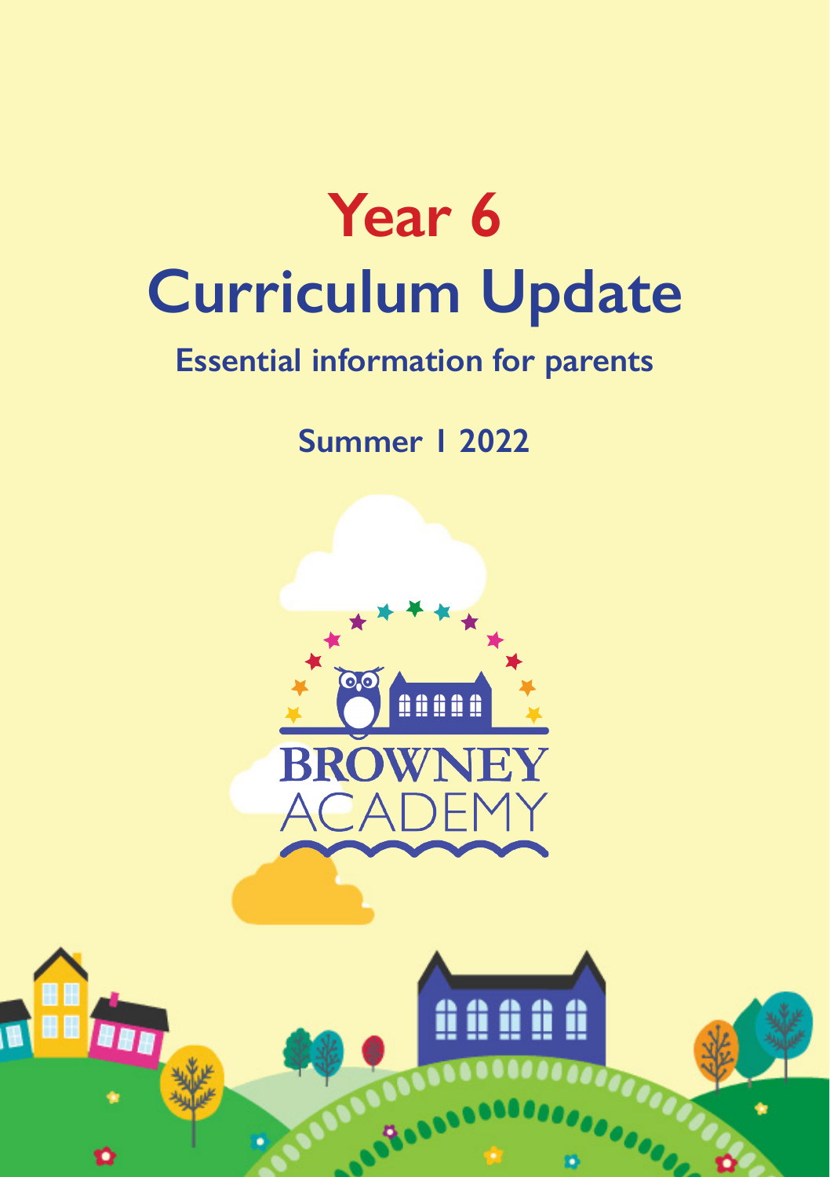# Year 6

# Curriculum Update

## Essential information for parents

### Summer 1 2022

BROWNEY
ACADEMY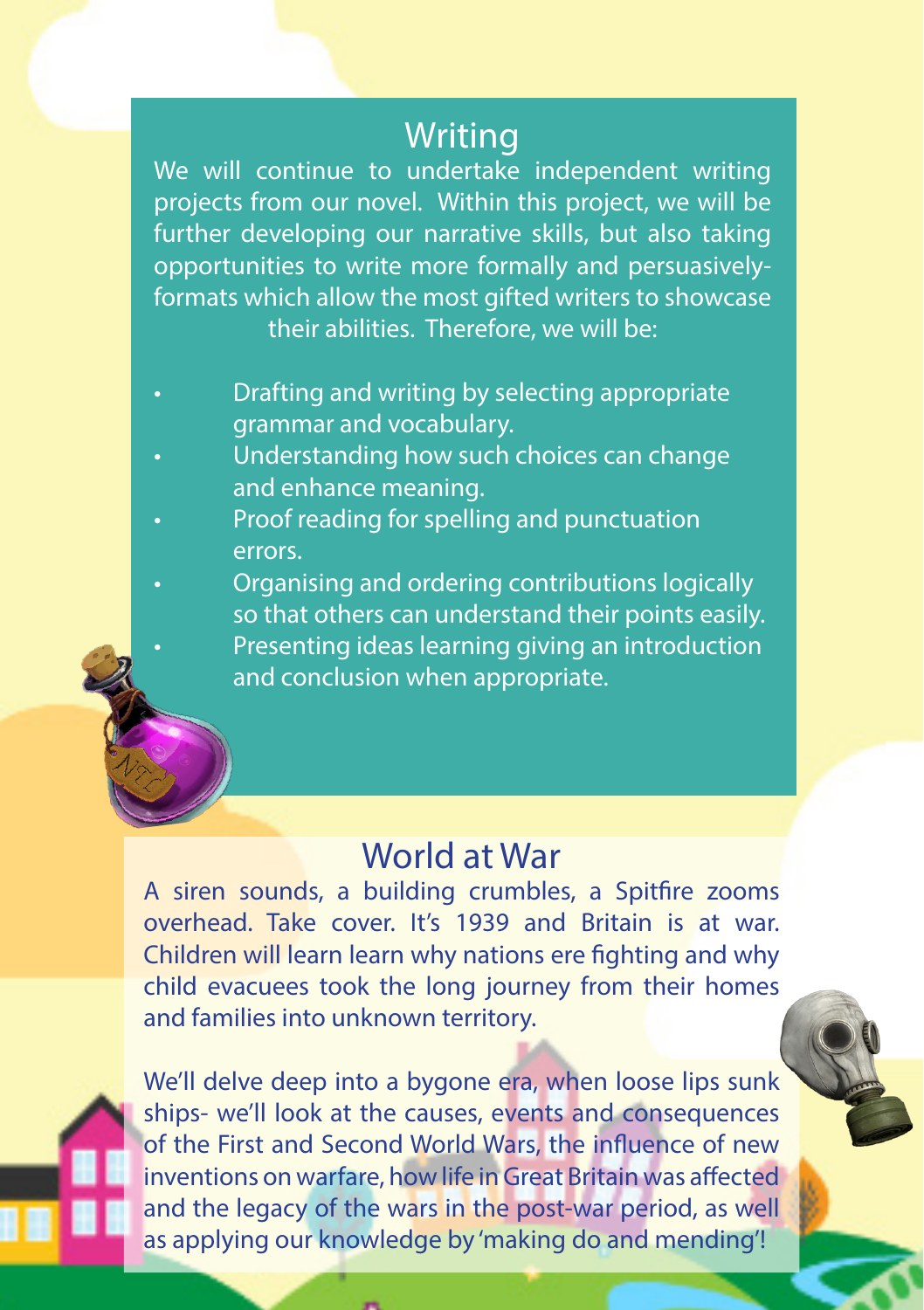## Writing

We will continue to undertake independent writing projects from our novel. Within this project, we will be further developing our narrative skills, but also taking opportunities to write more formally and persuasively- formats which allow the most gifted writers to showcase their abilities. Therefore, we will be:

- Drafting and writing by selecting appropriate grammar and vocabulary.
- Understanding how such choices can change and enhance meaning.
- Proof reading for spelling and punctuation errors.
- Organising and ordering contributions logically so that others can understand their points easily.
- Presenting ideas learning giving an introduction and conclusion when appropriate.

## World at War

A siren sounds, a building crumbles, a Spitfire zooms overhead. Take cover. It's 1939 and Britain is at war. Children will learn learn why nations ere fighting and why child evacuees took the long journey from their homes and families into unknown territory.

We'll delve deep into a bygone era, when loose lips sunk ships- we'll look at the causes, events and consequences of the First and Second World Wars, the influence of new inventions on warfare, how life in Great Britain was affected and the legacy of the wars in the post-war period, as well as applying our knowledge by 'making do and mending'!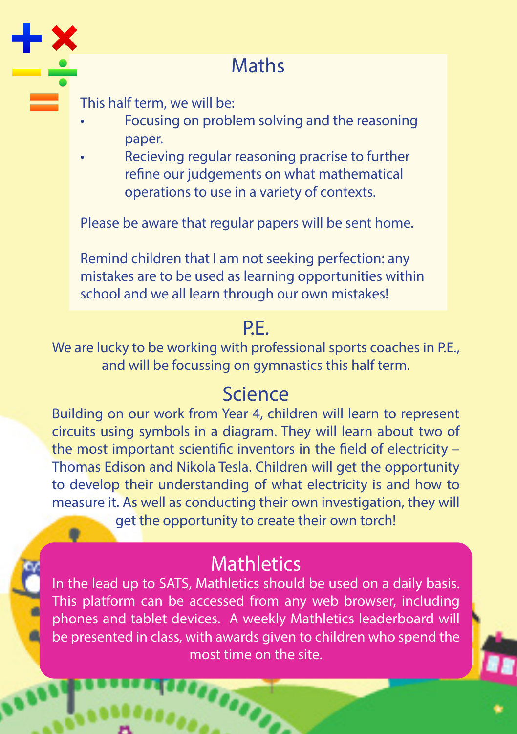## Maths

This half term, we will be:

- Focusing on problem solving and the reasoning paper.
- Recieving regular reasoning pracrise to further refine our judgements on what mathematical operations to use in a variety of contexts.

Please be aware that regular papers will be sent home.

Remind children that I am not seeking perfection: any mistakes are to be used as learning opportunities within school and we all learn through our own mistakes!

## P.E.

We are lucky to be working with professional sports coaches in P.E., and will be focussing on gymnastics this half term.

## Science

Building on our work from Year 4, children will learn to represent circuits using symbols in a diagram. They will learn about two of the most important scientific inventors in the field of electricity – Thomas Edison and Nikola Tesla. Children will get the opportunity to develop their understanding of what electricity is and how to measure it. As well as conducting their own investigation, they will get the opportunity to create their own torch!

## Mathletics

In the lead up to SATS, Mathletics should be used on a daily basis. This platform can be accessed from any web browser, including phones and tablet devices. A weekly Mathletics leaderboard will be presented in class, with awards given to children who spend the most time on the site.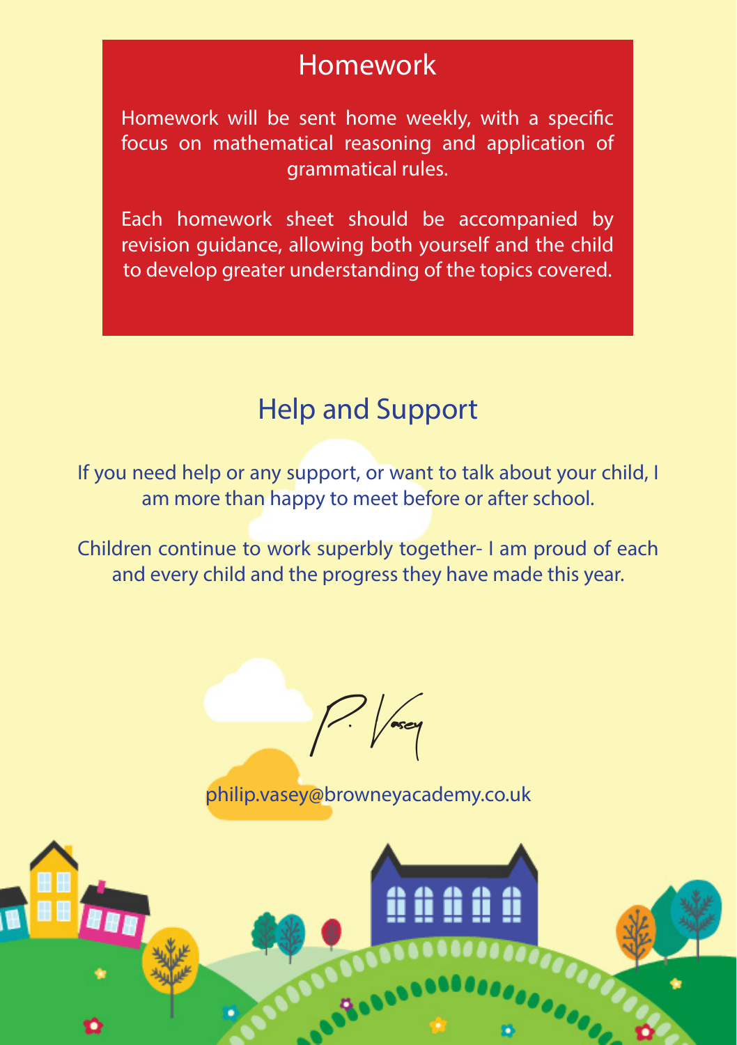## Homework

Homework will be sent home weekly, with a specific focus on mathematical reasoning and application of grammatical rules.

Each homework sheet should be accompanied by revision guidance, allowing both yourself and the child to develop greater understanding of the topics covered.

## Help and Support

If you need help or any support, or want to talk about your child, I am more than happy to meet before or after school.

Children continue to work superbly together- I am proud of each and every child and the progress they have made this year.

P. Vasey

philip.vasey@browneyacademy.co.uk